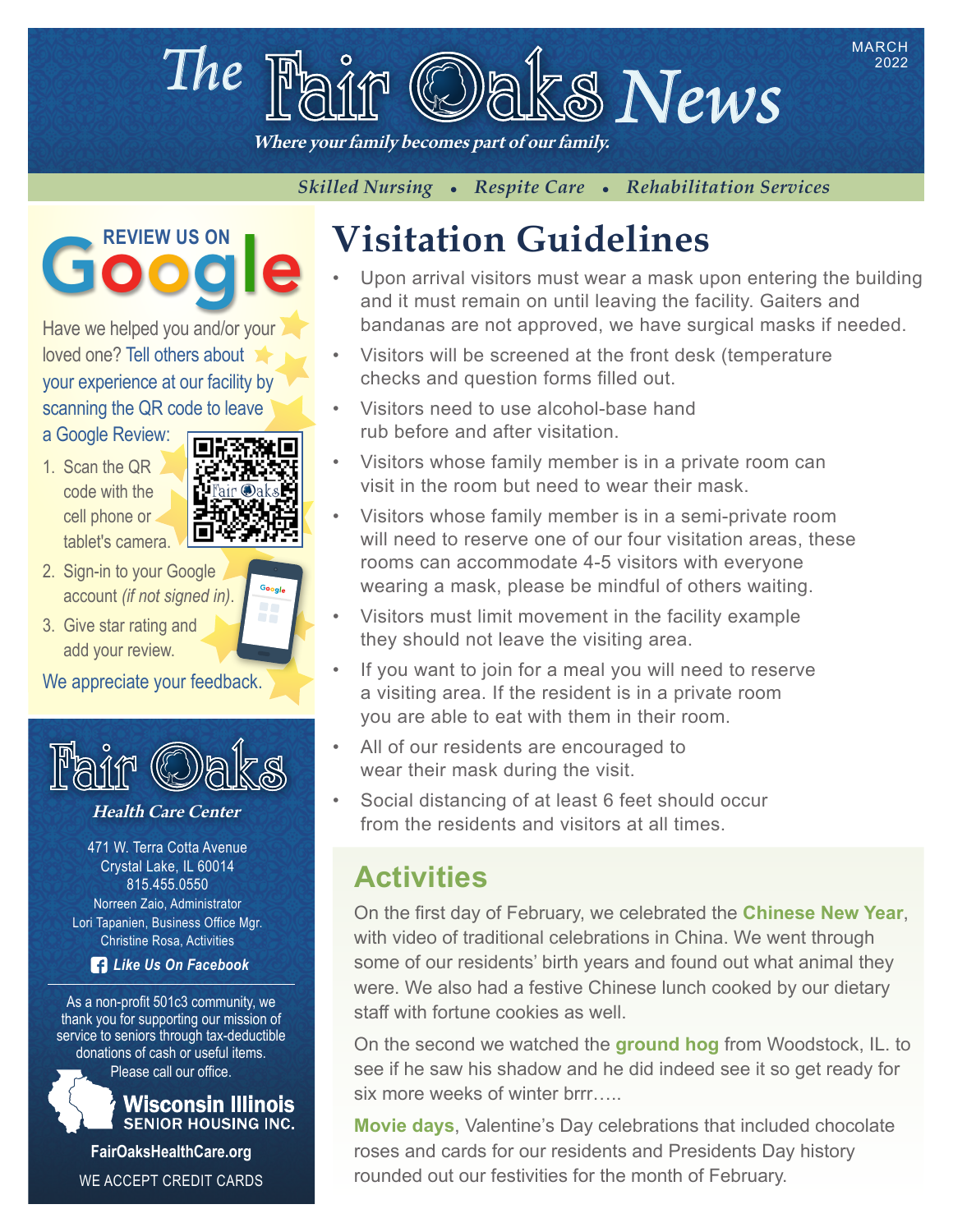# The Fair Oaks News

MARCH 2022

*Where your family becomes part of our family.*

*Skilled Nursing • Respite Care • Rehabilitation Services*

## REVIEW US ON Google

Have we helped you and/or your loved one? Tell others about your experience at our facility by scanning the QR code to leave a Google Review:

1. Scan the QR code with the cell phone or tablet's camera.
2. Sign-in to your Google account *(if not signed in)*.
3. Give star rating and add your review.

We appreciate your feedback.

## Fair Oaks

***Health Care Center***

471 W. Terra Cotta Avenue
Crystal Lake, IL 60014
815.455.0550
Norreen Zaio, Administrator
Lori Tapanien, Business Office Mgr.
Christine Rosa, Activities

***Like Us On Facebook***

As a non-profit 501c3 community, we thank you for supporting our mission of service to seniors through tax-deductible donations of cash or useful items. Please call our office.

**Wisconsin Illinois**
SENIOR HOUSING INC.

**FairOaksHealthCare.org**

WE ACCEPT CREDIT CARDS

# Visitation Guidelines

- Upon arrival visitors must wear a mask upon entering the building and it must remain on until leaving the facility. Gaiters and bandanas are not approved, we have surgical masks if needed.
- Visitors will be screened at the front desk (temperature checks and question forms filled out.
- Visitors need to use alcohol-base hand rub before and after visitation.
- Visitors whose family member is in a private room can visit in the room but need to wear their mask.
- Visitors whose family member is in a semi-private room will need to reserve one of our four visitation areas, these rooms can accommodate 4-5 visitors with everyone wearing a mask, please be mindful of others waiting.
- Visitors must limit movement in the facility example they should not leave the visiting area.
- If you want to join for a meal you will need to reserve a visiting area. If the resident is in a private room you are able to eat with them in their room.
- All of our residents are encouraged to wear their mask during the visit.
- Social distancing of at least 6 feet should occur from the residents and visitors at all times.

## Activities

On the first day of February, we celebrated the **Chinese New Year**, with video of traditional celebrations in China. We went through some of our residents' birth years and found out what animal they were. We also had a festive Chinese lunch cooked by our dietary staff with fortune cookies as well.

On the second we watched the **ground hog** from Woodstock, IL. to see if he saw his shadow and he did indeed see it so get ready for six more weeks of winter brrr…..

**Movie days**, Valentine's Day celebrations that included chocolate roses and cards for our residents and Presidents Day history rounded out our festivities for the month of February.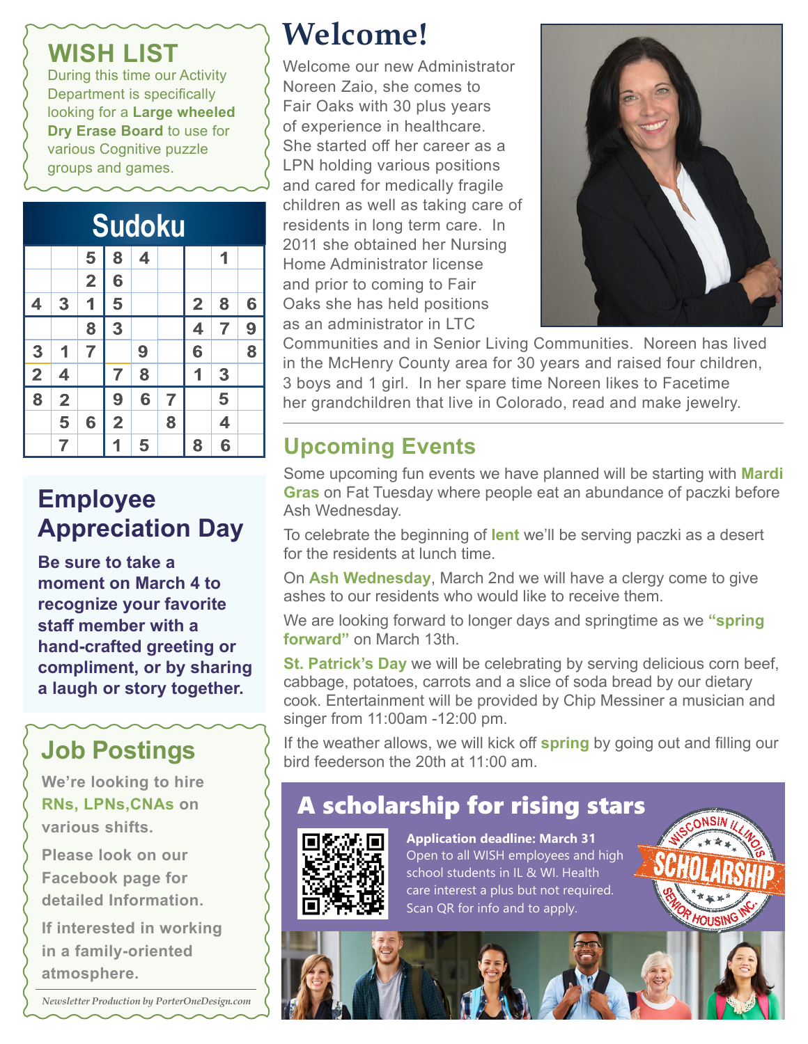## WISH LIST

During this time our Activity Department is specifically looking for a **Large wheeled Dry Erase Board** to use for various Cognitive puzzle groups and games.

## Sudoku

| | | | | | | | | |
|---|---|---|---|---|---|---|---|---|
| | | 5 | 8 | 4 | | | 1 | |
| | | 2 | 6 | | | | | |
| 4 | 3 | 1 | 5 | | | 2 | 8 | 6 |
| | | 8 | 3 | | | 4 | 7 | 9 |
| 3 | 1 | 7 | | 9 | | 6 | | 8 |
| 2 | 4 | | 7 | 8 | | 1 | 3 | |
| 8 | 2 | | 9 | 6 | 7 | | 5 | |
| | 5 | 6 | 2 | | 8 | | 4 | |
| | 7 | | 1 | 5 | | 8 | 6 | |

## Employee Appreciation Day

**Be sure to take a moment on March 4 to recognize your favorite staff member with a hand-crafted greeting or compliment, or by sharing a laugh or story together.**

## Job Postings

**We're looking to hire RNs, LPNs,CNAs on various shifts.**

**Please look on our Facebook page for detailed Information.**

**If interested in working in a family-oriented atmosphere.**

*Newsletter Production by PorterOneDesign.com*

# Welcome!

Welcome our new Administrator Noreen Zaio, she comes to Fair Oaks with 30 plus years of experience in healthcare. She started off her career as a LPN holding various positions and cared for medically fragile children as well as taking care of residents in long term care. In 2011 she obtained her Nursing Home Administrator license and prior to coming to Fair Oaks she has held positions as an administrator in LTC Communities and in Senior Living Communities. Noreen has lived in the McHenry County area for 30 years and raised four children, 3 boys and 1 girl. In her spare time Noreen likes to Facetime her grandchildren that live in Colorado, read and make jewelry.

## Upcoming Events

Some upcoming fun events we have planned will be starting with **Mardi Gras** on Fat Tuesday where people eat an abundance of paczki before Ash Wednesday.

To celebrate the beginning of **lent** we'll be serving paczki as a desert for the residents at lunch time.

On **Ash Wednesday**, March 2nd we will have a clergy come to give ashes to our residents who would like to receive them.

We are looking forward to longer days and springtime as we **"spring forward"** on March 13th.

**St. Patrick's Day** we will be celebrating by serving delicious corn beef, cabbage, potatoes, carrots and a slice of soda bread by our dietary cook. Entertainment will be provided by Chip Messiner a musician and singer from 11:00am -12:00 pm.

If the weather allows, we will kick off **spring** by going out and filling our bird feederson the 20th at 11:00 am.

## A scholarship for rising stars

**Application deadline: March 31**

Open to all WISH employees and high school students in IL & WI. Health care interest a plus but not required. Scan QR for info and to apply.

WISCONSIN ILLINOIS SCHOLARSHIP SENIOR HOUSING INC.